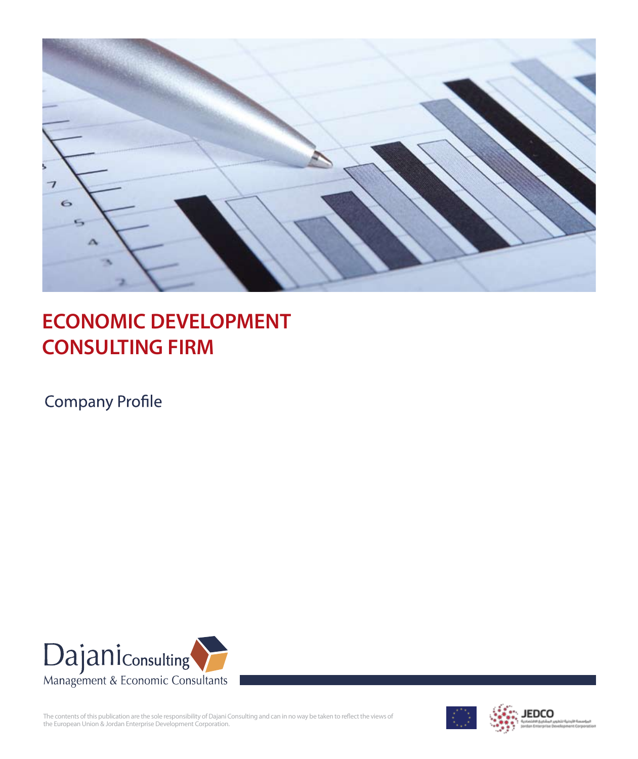# ECONOMIC DEVELOPMENT CONSULTING FIRM

Company Profile

Dajani Consulting
Management & Economic Consultants

The contents of this publication are the sole responsibility of Dajani Consulting and can in no way be taken to reflect the views of the European Union & Jordan Enterprise Development Corporation.

JEDCO
المؤسسة الأردنية لتطوير المشاريع الاقتصادية
Jordan Enterprise Development Corporation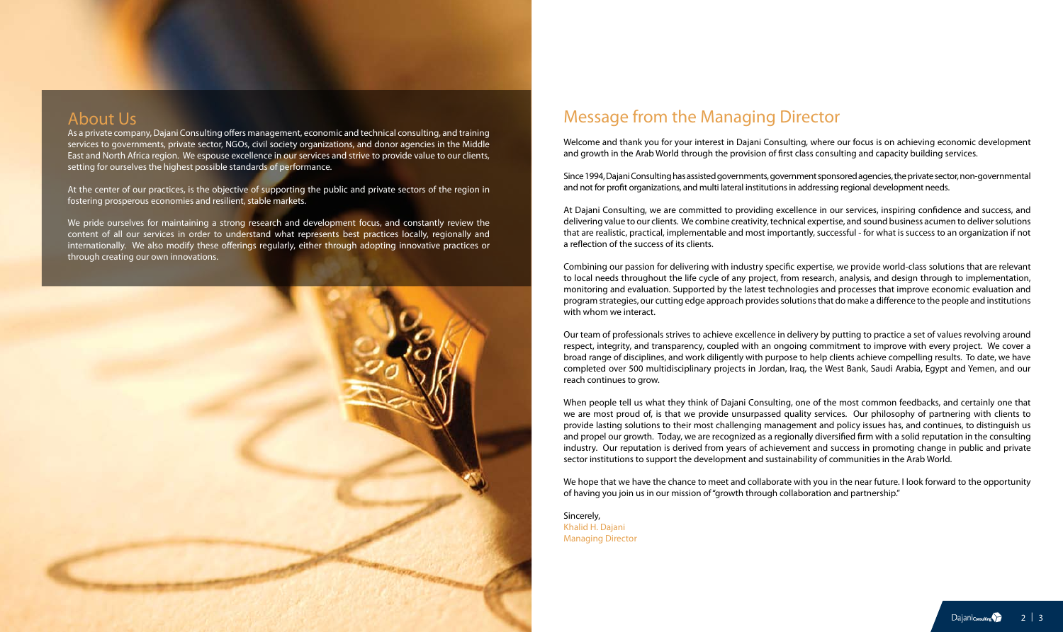## About Us

As a private company, Dajani Consulting offers management, economic and technical consulting, and training services to governments, private sector, NGOs, civil society organizations, and donor agencies in the Middle East and North Africa region. We espouse excellence in our services and strive to provide value to our clients, setting for ourselves the highest possible standards of performance.

At the center of our practices, is the objective of supporting the public and private sectors of the region in fostering prosperous economies and resilient, stable markets.

We pride ourselves for maintaining a strong research and development focus, and constantly review the content of all our services in order to understand what represents best practices locally, regionally and internationally. We also modify these offerings regularly, either through adopting innovative practices or through creating our own innovations.

## Message from the Managing Director

Welcome and thank you for your interest in Dajani Consulting, where our focus is on achieving economic development and growth in the Arab World through the provision of first class consulting and capacity building services.

Since 1994, Dajani Consulting has assisted governments, government sponsored agencies, the private sector, non-governmental and not for profit organizations, and multi lateral institutions in addressing regional development needs.

At Dajani Consulting, we are committed to providing excellence in our services, inspiring confidence and success, and delivering value to our clients. We combine creativity, technical expertise, and sound business acumen to deliver solutions that are realistic, practical, implementable and most importantly, successful - for what is success to an organization if not a reflection of the success of its clients.

Combining our passion for delivering with industry specific expertise, we provide world-class solutions that are relevant to local needs throughout the life cycle of any project, from research, analysis, and design through to implementation, monitoring and evaluation. Supported by the latest technologies and processes that improve economic evaluation and program strategies, our cutting edge approach provides solutions that do make a difference to the people and institutions with whom we interact.

Our team of professionals strives to achieve excellence in delivery by putting to practice a set of values revolving around respect, integrity, and transparency, coupled with an ongoing commitment to improve with every project. We cover a broad range of disciplines, and work diligently with purpose to help clients achieve compelling results. To date, we have completed over 500 multidisciplinary projects in Jordan, Iraq, the West Bank, Saudi Arabia, Egypt and Yemen, and our reach continues to grow.

When people tell us what they think of Dajani Consulting, one of the most common feedbacks, and certainly one that we are most proud of, is that we provide unsurpassed quality services. Our philosophy of partnering with clients to provide lasting solutions to their most challenging management and policy issues has, and continues, to distinguish us and propel our growth. Today, we are recognized as a regionally diversified firm with a solid reputation in the consulting industry. Our reputation is derived from years of achievement and success in promoting change in public and private sector institutions to support the development and sustainability of communities in the Arab World.

We hope that we have the chance to meet and collaborate with you in the near future. I look forward to the opportunity of having you join us in our mission of "growth through collaboration and partnership."

Sincerely,
Khalid H. Dajani
Managing Director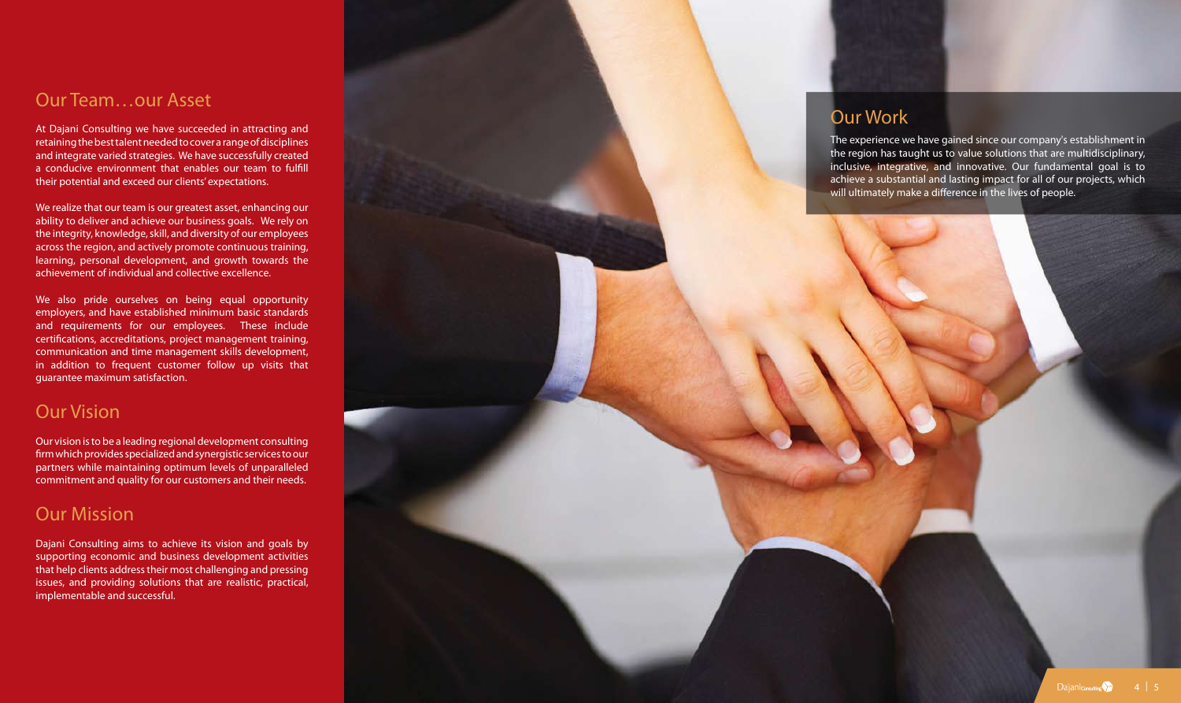## Our Team…our Asset

At Dajani Consulting we have succeeded in attracting and retaining the best talent needed to cover a range of disciplines and integrate varied strategies. We have successfully created a conducive environment that enables our team to fulfill their potential and exceed our clients' expectations.

We realize that our team is our greatest asset, enhancing our ability to deliver and achieve our business goals. We rely on the integrity, knowledge, skill, and diversity of our employees across the region, and actively promote continuous training, learning, personal development, and growth towards the achievement of individual and collective excellence.

We also pride ourselves on being equal opportunity employers, and have established minimum basic standards and requirements for our employees. These include certifications, accreditations, project management training, communication and time management skills development, in addition to frequent customer follow up visits that guarantee maximum satisfaction.

## Our Vision

Our vision is to be a leading regional development consulting firm which provides specialized and synergistic services to our partners while maintaining optimum levels of unparalleled commitment and quality for our customers and their needs.

## Our Mission

Dajani Consulting aims to achieve its vision and goals by supporting economic and business development activities that help clients address their most challenging and pressing issues, and providing solutions that are realistic, practical, implementable and successful.

## Our Work

The experience we have gained since our company's establishment in the region has taught us to value solutions that are multidisciplinary, inclusive, integrative, and innovative. Our fundamental goal is to achieve a substantial and lasting impact for all of our projects, which will ultimately make a difference in the lives of people.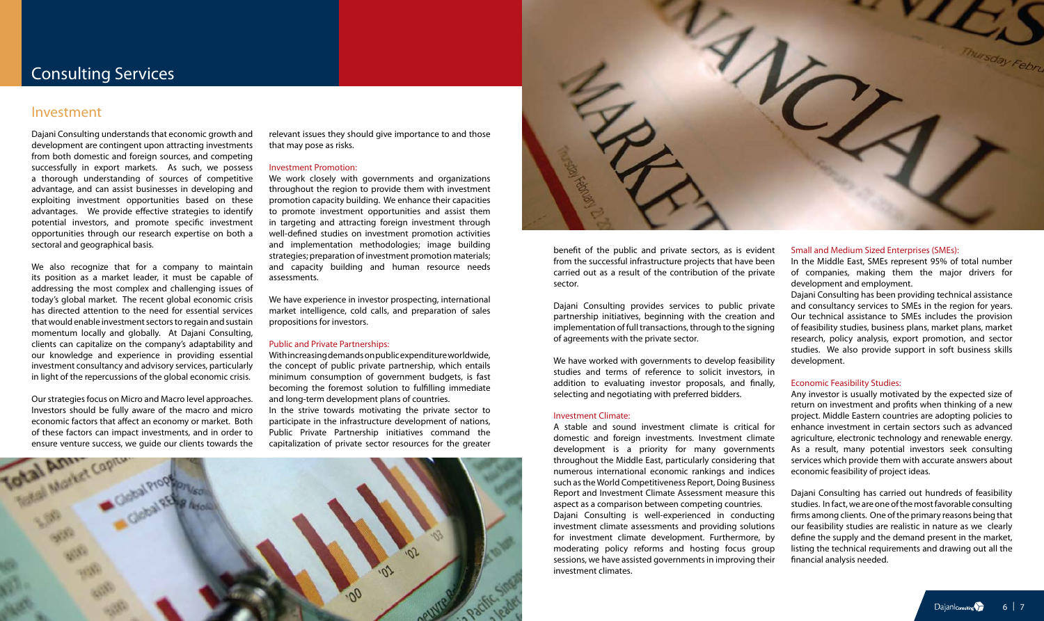# Consulting Services

## Investment

Dajani Consulting understands that economic growth and development are contingent upon attracting investments from both domestic and foreign sources, and competing successfully in export markets. As such, we possess a thorough understanding of sources of competitive advantage, and can assist businesses in developing and exploiting investment opportunities based on these advantages. We provide effective strategies to identify potential investors, and promote specific investment opportunities through our research expertise on both a sectoral and geographical basis.

We also recognize that for a company to maintain its position as a market leader, it must be capable of addressing the most complex and challenging issues of today's global market. The recent global economic crisis has directed attention to the need for essential services that would enable investment sectors to regain and sustain momentum locally and globally. At Dajani Consulting, clients can capitalize on the company's adaptability and our knowledge and experience in providing essential investment consultancy and advisory services, particularly in light of the repercussions of the global economic crisis.

Our strategies focus on Micro and Macro level approaches. Investors should be fully aware of the macro and micro economic factors that affect an economy or market. Both of these factors can impact investments, and in order to ensure venture success, we guide our clients towards the relevant issues they should give importance to and those that may pose as risks.

### Investment Promotion:

We work closely with governments and organizations throughout the region to provide them with investment promotion capacity building. We enhance their capacities to promote investment opportunities and assist them in targeting and attracting foreign investment through well-defined studies on investment promotion activities and implementation methodologies; image building strategies; preparation of investment promotion materials; and capacity building and human resource needs assessments.

We have experience in investor prospecting, international market intelligence, cold calls, and preparation of sales propositions for investors.

### Public and Private Partnerships:

With increasing demands on public expenditure worldwide, the concept of public private partnership, which entails minimum consumption of government budgets, is fast becoming the foremost solution to fulfilling immediate and long-term development plans of countries.

In the strive towards motivating the private sector to participate in the infrastructure development of nations, Public Private Partnership initiatives command the capitalization of private sector resources for the greater benefit of the public and private sectors, as is evident from the successful infrastructure projects that have been carried out as a result of the contribution of the private sector.

Dajani Consulting provides services to public private partnership initiatives, beginning with the creation and implementation of full transactions, through to the signing of agreements with the private sector.

We have worked with governments to develop feasibility studies and terms of reference to solicit investors, in addition to evaluating investor proposals, and finally, selecting and negotiating with preferred bidders.

### Investment Climate:

A stable and sound investment climate is critical for domestic and foreign investments. Investment climate development is a priority for many governments throughout the Middle East, particularly considering that numerous international economic rankings and indices such as the World Competitiveness Report, Doing Business Report and Investment Climate Assessment measure this aspect as a comparison between competing countries.

Dajani Consulting is well-experienced in conducting investment climate assessments and providing solutions for investment climate development. Furthermore, by moderating policy reforms and hosting focus group sessions, we have assisted governments in improving their investment climates.

### Small and Medium Sized Enterprises (SMEs):

In the Middle East, SMEs represent 95% of total number of companies, making them the major drivers for development and employment.

Dajani Consulting has been providing technical assistance and consultancy services to SMEs in the region for years. Our technical assistance to SMEs includes the provision of feasibility studies, business plans, market plans, market research, policy analysis, export promotion, and sector studies. We also provide support in soft business skills development.

### Economic Feasibility Studies:

Any investor is usually motivated by the expected size of return on investment and profits when thinking of a new project. Middle Eastern countries are adopting policies to enhance investment in certain sectors such as advanced agriculture, electronic technology and renewable energy. As a result, many potential investors seek consulting services which provide them with accurate answers about economic feasibility of project ideas.

Dajani Consulting has carried out hundreds of feasibility studies. In fact, we are one of the most favorable consulting firms among clients. One of the primary reasons being that our feasibility studies are realistic in nature as we clearly define the supply and the demand present in the market, listing the technical requirements and drawing out all the financial analysis needed.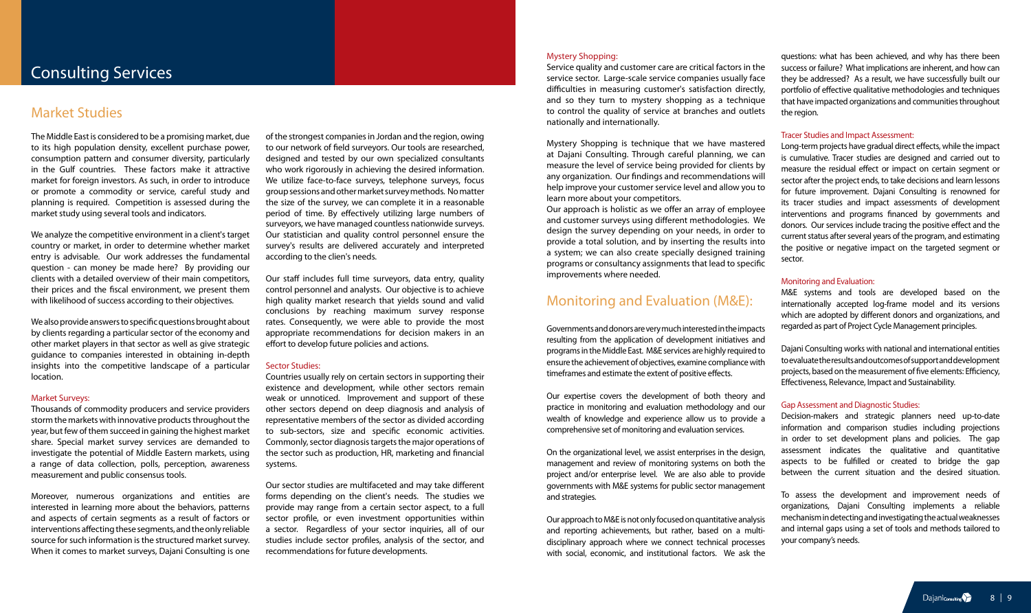# Consulting Services

## Market Studies

The Middle East is considered to be a promising market, due to its high population density, excellent purchase power, consumption pattern and consumer diversity, particularly in the Gulf countries. These factors make it attractive market for foreign investors. As such, in order to introduce or promote a commodity or service, careful study and planning is required. Competition is assessed during the market study using several tools and indicators.

We analyze the competitive environment in a client's target country or market, in order to determine whether market entry is advisable. Our work addresses the fundamental question - can money be made here? By providing our clients with a detailed overview of their main competitors, their prices and the fiscal environment, we present them with likelihood of success according to their objectives.

We also provide answers to specific questions brought about by clients regarding a particular sector of the economy and other market players in that sector as well as give strategic guidance to companies interested in obtaining in-depth insights into the competitive landscape of a particular location.

### Market Surveys:

Thousands of commodity producers and service providers storm the markets with innovative products throughout the year, but few of them succeed in gaining the highest market share. Special market survey services are demanded to investigate the potential of Middle Eastern markets, using a range of data collection, polls, perception, awareness measurement and public consensus tools.

Moreover, numerous organizations and entities are interested in learning more about the behaviors, patterns and aspects of certain segments as a result of factors or interventions affecting these segments, and the only reliable source for such information is the structured market survey. When it comes to market surveys, Dajani Consulting is one of the strongest companies in Jordan and the region, owing to our network of field surveyors. Our tools are researched, designed and tested by our own specialized consultants who work rigorously in achieving the desired information. We utilize face-to-face surveys, telephone surveys, focus group sessions and other market survey methods. No matter the size of the survey, we can complete it in a reasonable period of time. By effectively utilizing large numbers of surveyors, we have managed countless nationwide surveys. Our statistician and quality control personnel ensure the survey's results are delivered accurately and interpreted according to the clien's needs.

Our staff includes full time surveyors, data entry, quality control personnel and analysts. Our objective is to achieve high quality market research that yields sound and valid conclusions by reaching maximum survey response rates. Consequently, we were able to provide the most appropriate recommendations for decision makers in an effort to develop future policies and actions.

### Sector Studies:

Countries usually rely on certain sectors in supporting their existence and development, while other sectors remain weak or unnoticed. Improvement and support of these other sectors depend on deep diagnosis and analysis of representative members of the sector as divided according to sub-sectors, size and specific economic activities. Commonly, sector diagnosis targets the major operations of the sector such as production, HR, marketing and financial systems.

Our sector studies are multifaceted and may take different forms depending on the client's needs. The studies we provide may range from a certain sector aspect, to a full sector profile, or even investment opportunities within a sector. Regardless of your sector inquiries, all of our studies include sector profiles, analysis of the sector, and recommendations for future developments.

### Mystery Shopping:

Service quality and customer care are critical factors in the service sector. Large-scale service companies usually face difficulties in measuring customer's satisfaction directly, and so they turn to mystery shopping as a technique to control the quality of service at branches and outlets nationally and internationally.

Mystery Shopping is technique that we have mastered at Dajani Consulting. Through careful planning, we can measure the level of service being provided for clients by any organization. Our findings and recommendations will help improve your customer service level and allow you to learn more about your competitors.

Our approach is holistic as we offer an array of employee and customer surveys using different methodologies. We design the survey depending on your needs, in order to provide a total solution, and by inserting the results into a system; we can also create specially designed training programs or consultancy assignments that lead to specific improvements where needed.

## Monitoring and Evaluation (M&E):

Governments and donors are very much interested in the impacts resulting from the application of development initiatives and programs in the Middle East. M&E services are highly required to ensure the achievement of objectives, examine compliance with timeframes and estimate the extent of positive effects.

Our expertise covers the development of both theory and practice in monitoring and evaluation methodology and our wealth of knowledge and experience allow us to provide a comprehensive set of monitoring and evaluation services.

On the organizational level, we assist enterprises in the design, management and review of monitoring systems on both the project and/or enterprise level. We are also able to provide governments with M&E systems for public sector management and strategies.

Our approach to M&E is not only focused on quantitative analysis and reporting achievements, but rather, based on a multi-disciplinary approach where we connect technical processes with social, economic, and institutional factors. We ask the questions: what has been achieved, and why has there been success or failure? What implications are inherent, and how can they be addressed? As a result, we have successfully built our portfolio of effective qualitative methodologies and techniques that have impacted organizations and communities throughout the region.

### Tracer Studies and Impact Assessment:

Long-term projects have gradual direct effects, while the impact is cumulative. Tracer studies are designed and carried out to measure the residual effect or impact on certain segment or sector after the project ends, to take decisions and learn lessons for future improvement. Dajani Consulting is renowned for its tracer studies and impact assessments of development interventions and programs financed by governments and donors. Our services include tracing the positive effect and the current status after several years of the program, and estimating the positive or negative impact on the targeted segment or sector.

### Monitoring and Evaluation:

M&E systems and tools are developed based on the internationally accepted log-frame model and its versions which are adopted by different donors and organizations, and regarded as part of Project Cycle Management principles.

Dajani Consulting works with national and international entities to evaluate the results and outcomes of support and development projects, based on the measurement of five elements: Efficiency, Effectiveness, Relevance, Impact and Sustainability.

### Gap Assessment and Diagnostic Studies:

Decision-makers and strategic planners need up-to-date information and comparison studies including projections in order to set development plans and policies. The gap assessment indicates the qualitative and quantitative aspects to be fulfilled or created to bridge the gap between the current situation and the desired situation.

To assess the development and improvement needs of organizations, Dajani Consulting implements a reliable mechanism in detecting and investigating the actual weaknesses and internal gaps using a set of tools and methods tailored to your company's needs.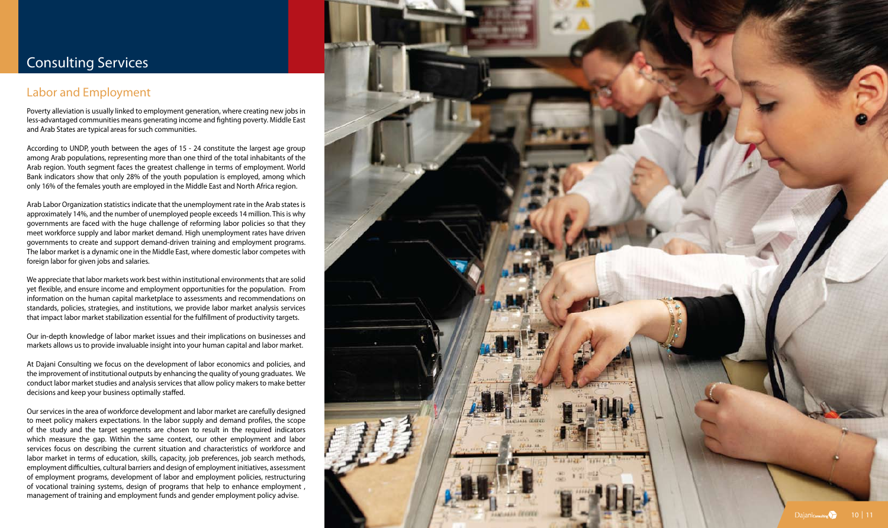# Consulting Services

## Labor and Employment

Poverty alleviation is usually linked to employment generation, where creating new jobs in less-advantaged communities means generating income and fighting poverty. Middle East and Arab States are typical areas for such communities.

According to UNDP, youth between the ages of 15 - 24 constitute the largest age group among Arab populations, representing more than one third of the total inhabitants of the Arab region. Youth segment faces the greatest challenge in terms of employment. World Bank indicators show that only 28% of the youth population is employed, among which only 16% of the females youth are employed in the Middle East and North Africa region.

Arab Labor Organization statistics indicate that the unemployment rate in the Arab states is approximately 14%, and the number of unemployed people exceeds 14 million. This is why governments are faced with the huge challenge of reforming labor policies so that they meet workforce supply and labor market demand. High unemployment rates have driven governments to create and support demand-driven training and employment programs. The labor market is a dynamic one in the Middle East, where domestic labor competes with foreign labor for given jobs and salaries.

We appreciate that labor markets work best within institutional environments that are solid yet flexible, and ensure income and employment opportunities for the population. From information on the human capital marketplace to assessments and recommendations on standards, policies, strategies, and institutions, we provide labor market analysis services that impact labor market stabilization essential for the fulfillment of productivity targets.

Our in-depth knowledge of labor market issues and their implications on businesses and markets allows us to provide invaluable insight into your human capital and labor market.

At Dajani Consulting we focus on the development of labor economics and policies, and the improvement of institutional outputs by enhancing the quality of young graduates. We conduct labor market studies and analysis services that allow policy makers to make better decisions and keep your business optimally staffed.

Our services in the area of workforce development and labor market are carefully designed to meet policy makers expectations. In the labor supply and demand profiles, the scope of the study and the target segments are chosen to result in the required indicators which measure the gap. Within the same context, our other employment and labor services focus on describing the current situation and characteristics of workforce and labor market in terms of education, skills, capacity, job preferences, job search methods, employment difficulties, cultural barriers and design of employment initiatives, assessment of employment programs, development of labor and employment policies, restructuring of vocational training systems, design of programs that help to enhance employment , management of training and employment funds and gender employment policy advise.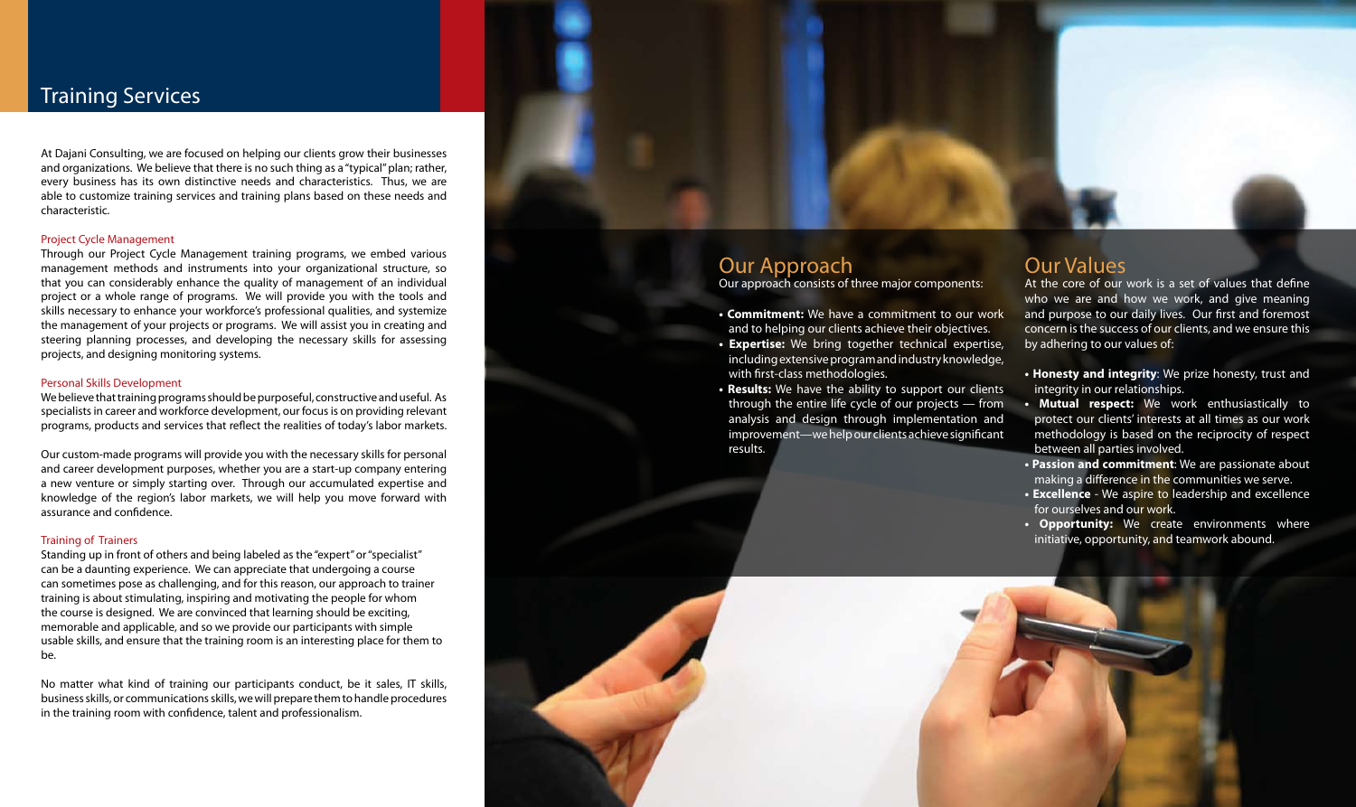# Training Services

At Dajani Consulting, we are focused on helping our clients grow their businesses and organizations. We believe that there is no such thing as a "typical" plan; rather, every business has its own distinctive needs and characteristics. Thus, we are able to customize training services and training plans based on these needs and characteristic.

### Project Cycle Management

Through our Project Cycle Management training programs, we embed various management methods and instruments into your organizational structure, so that you can considerably enhance the quality of management of an individual project or a whole range of programs. We will provide you with the tools and skills necessary to enhance your workforce's professional qualities, and systemize the management of your projects or programs. We will assist you in creating and steering planning processes, and developing the necessary skills for assessing projects, and designing monitoring systems.

### Personal Skills Development

We believe that training programs should be purposeful, constructive and useful. As specialists in career and workforce development, our focus is on providing relevant programs, products and services that reflect the realities of today's labor markets.

Our custom-made programs will provide you with the necessary skills for personal and career development purposes, whether you are a start-up company entering a new venture or simply starting over. Through our accumulated expertise and knowledge of the region's labor markets, we will help you move forward with assurance and confidence.

### Training of Trainers

Standing up in front of others and being labeled as the "expert" or "specialist" can be a daunting experience. We can appreciate that undergoing a course can sometimes pose as challenging, and for this reason, our approach to trainer training is about stimulating, inspiring and motivating the people for whom the course is designed. We are convinced that learning should be exciting, memorable and applicable, and so we provide our participants with simple usable skills, and ensure that the training room is an interesting place for them to be.

No matter what kind of training our participants conduct, be it sales, IT skills, business skills, or communications skills, we will prepare them to handle procedures in the training room with confidence, talent and professionalism.

## Our Approach

Our approach consists of three major components:

- **Commitment:** We have a commitment to our work and to helping our clients achieve their objectives.
- **Expertise:** We bring together technical expertise, including extensive program and industry knowledge, with first-class methodologies.
- **Results:** We have the ability to support our clients through the entire life cycle of our projects — from analysis and design through implementation and improvement—we help our clients achieve significant results.

## Our Values

At the core of our work is a set of values that define who we are and how we work, and give meaning and purpose to our daily lives. Our first and foremost concern is the success of our clients, and we ensure this by adhering to our values of:

- **Honesty and integrity**: We prize honesty, trust and integrity in our relationships.
- **Mutual respect:** We work enthusiastically to protect our clients' interests at all times as our work methodology is based on the reciprocity of respect between all parties involved.
- **Passion and commitment**: We are passionate about making a difference in the communities we serve.
- **Excellence** - We aspire to leadership and excellence for ourselves and our work.
- **Opportunity:** We create environments where initiative, opportunity, and teamwork abound.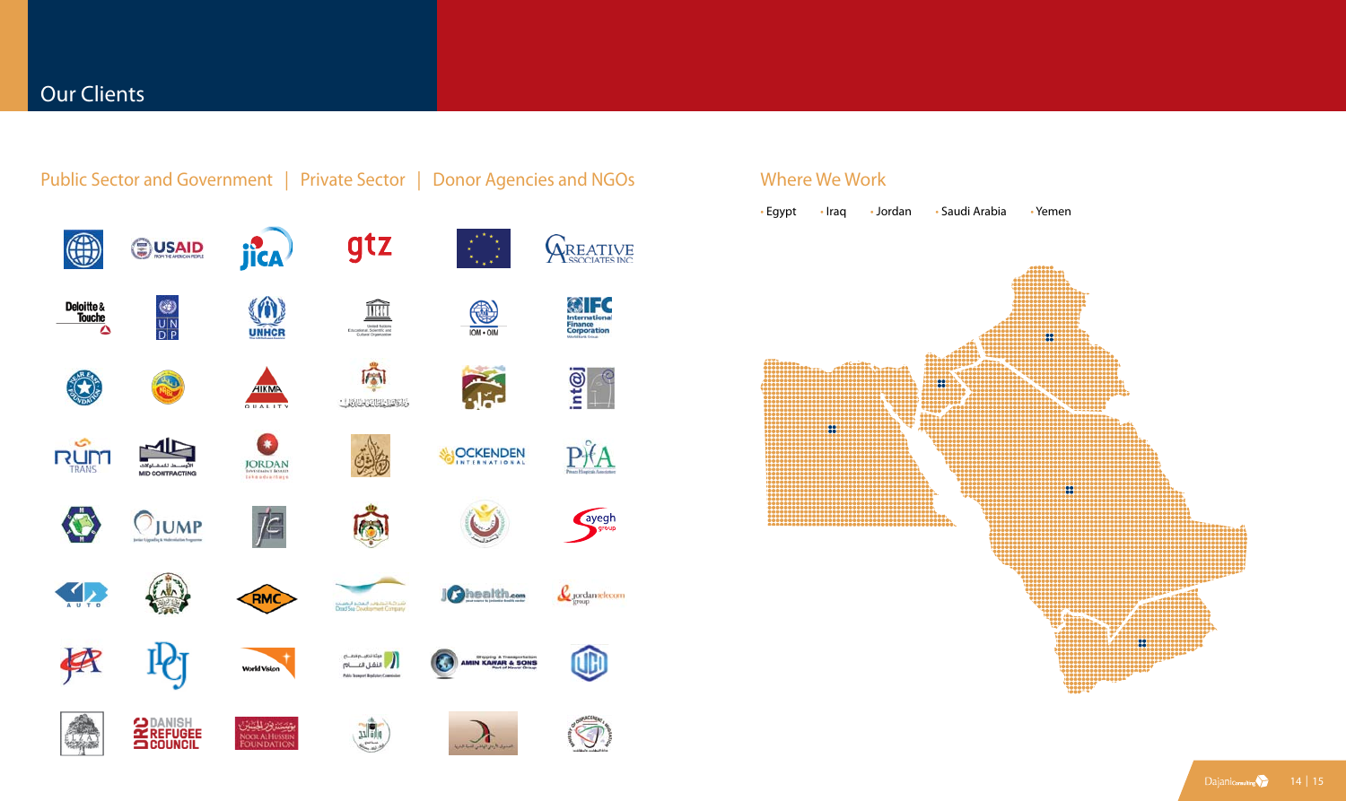# Our Clients

Public Sector and Government | Private Sector | Donor Agencies and NGOs

## Where We Work

- Egypt
- Iraq
- Jordan
- Saudi Arabia
- Yemen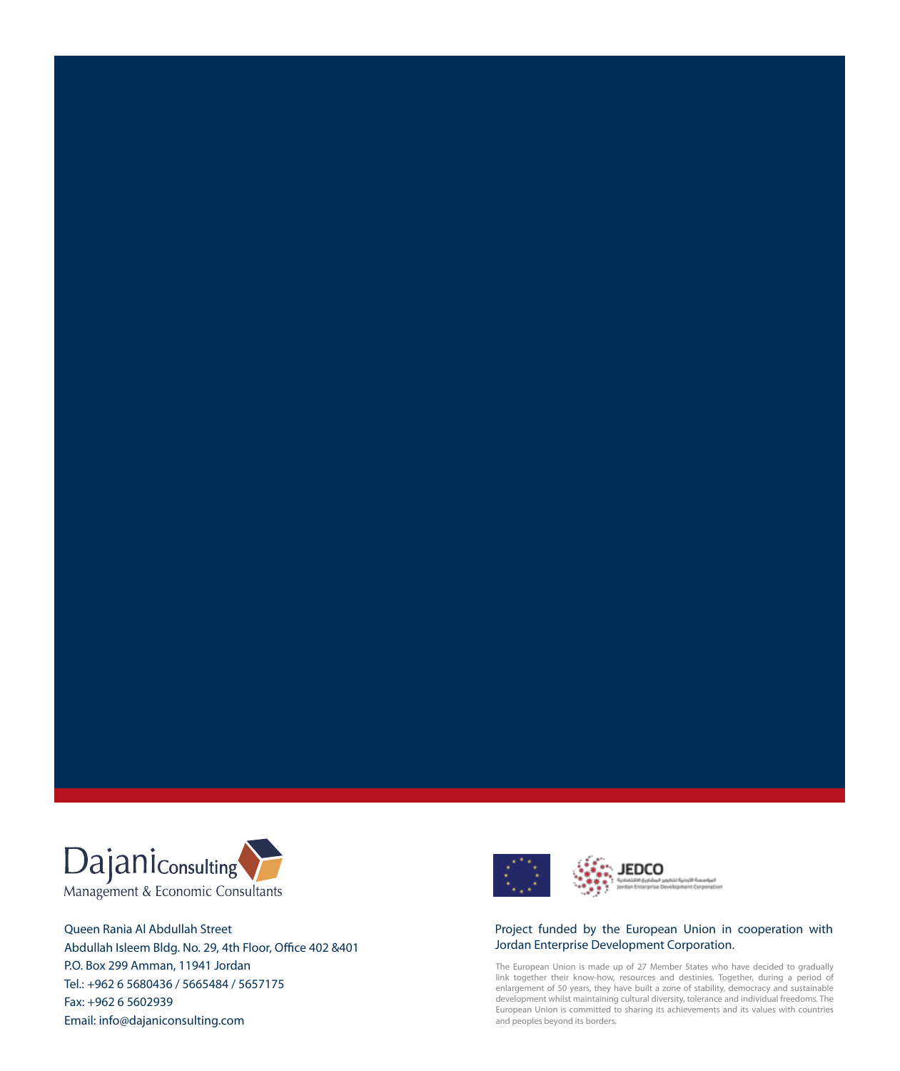Dajani Consulting

Management & Economic Consultants

Queen Rania Al Abdullah Street

Abdullah Isleem Bldg. No. 29, 4th Floor, Office 402 &401

P.O. Box 299 Amman, 11941 Jordan

Tel.: +962 6 5680436 / 5665484 / 5657175

Fax: +962 6 5602939

Email: info@dajaniconsulting.com

JEDCO

المؤسسة الأردنية لتطوير المشاريع الاقتصادية

Jordan Enterprise Development Corporation

Project funded by the European Union in cooperation with Jordan Enterprise Development Corporation.

The European Union is made up of 27 Member States who have decided to gradually link together their know-how, resources and destinies. Together, during a period of enlargement of 50 years, they have built a zone of stability, democracy and sustainable development whilst maintaining cultural diversity, tolerance and individual freedoms. The European Union is committed to sharing its achievements and its values with countries and peoples beyond its borders.